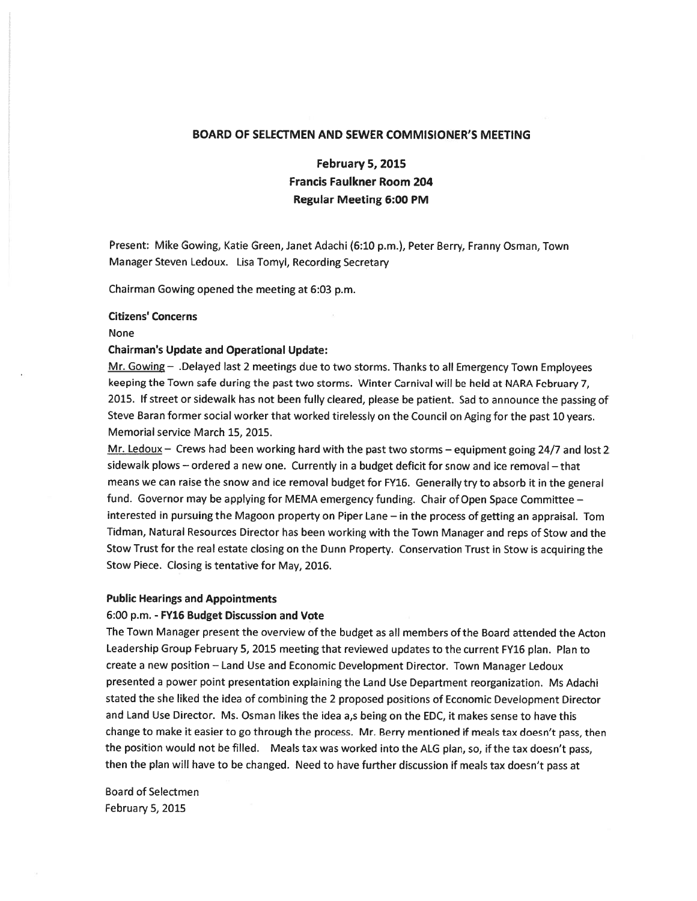# BOARD OF SELECTMEN AND SEWER COMMISIONER'S MEETING

## February 5, 2015
## Francis Faulkner Room 204
## Regular Meeting 6:00 PM

Present: Mike Gowing, Katie Green, Janet Adachi (6:10 p.m.), Peter Berry, Franny Osman, Town Manager Steven Ledoux. Lisa Tomyl, Recording Secretary

Chairman Gowing opened the meeting at 6:03 p.m.

**Citizens' Concerns**

None

**Chairman's Update and Operational Update:**

Mr. Gowing – .Delayed last 2 meetings due to two storms. Thanks to all Emergency Town Employees keeping the Town safe during the past two storms. Winter Carnival will be held at NARA February 7, 2015. If street or sidewalk has not been fully cleared, please be patient. Sad to announce the passing of Steve Baran former social worker that worked tirelessly on the Council on Aging for the past 10 years. Memorial service March 15, 2015.

Mr. Ledoux – Crews had been working hard with the past two storms – equipment going 24/7 and lost 2 sidewalk plows – ordered a new one. Currently in a budget deficit for snow and ice removal – that means we can raise the snow and ice removal budget for FY16. Generally try to absorb it in the general fund. Governor may be applying for MEMA emergency funding. Chair of Open Space Committee – interested in pursuing the Magoon property on Piper Lane – in the process of getting an appraisal. Tom Tidman, Natural Resources Director has been working with the Town Manager and reps of Stow and the Stow Trust for the real estate closing on the Dunn Property. Conservation Trust in Stow is acquiring the Stow Piece. Closing is tentative for May, 2016.

**Public Hearings and Appointments**

**6:00 p.m. - FY16 Budget Discussion and Vote**

The Town Manager present the overview of the budget as all members of the Board attended the Acton Leadership Group February 5, 2015 meeting that reviewed updates to the current FY16 plan. Plan to create a new position – Land Use and Economic Development Director. Town Manager Ledoux presented a power point presentation explaining the Land Use Department reorganization. Ms Adachi stated the she liked the idea of combining the 2 proposed positions of Economic Development Director and Land Use Director. Ms. Osman likes the idea a,s being on the EDC, it makes sense to have this change to make it easier to go through the process. Mr. Berry mentioned if meals tax doesn't pass, then the position would not be filled. Meals tax was worked into the ALG plan, so, if the tax doesn't pass, then the plan will have to be changed. Need to have further discussion if meals tax doesn't pass at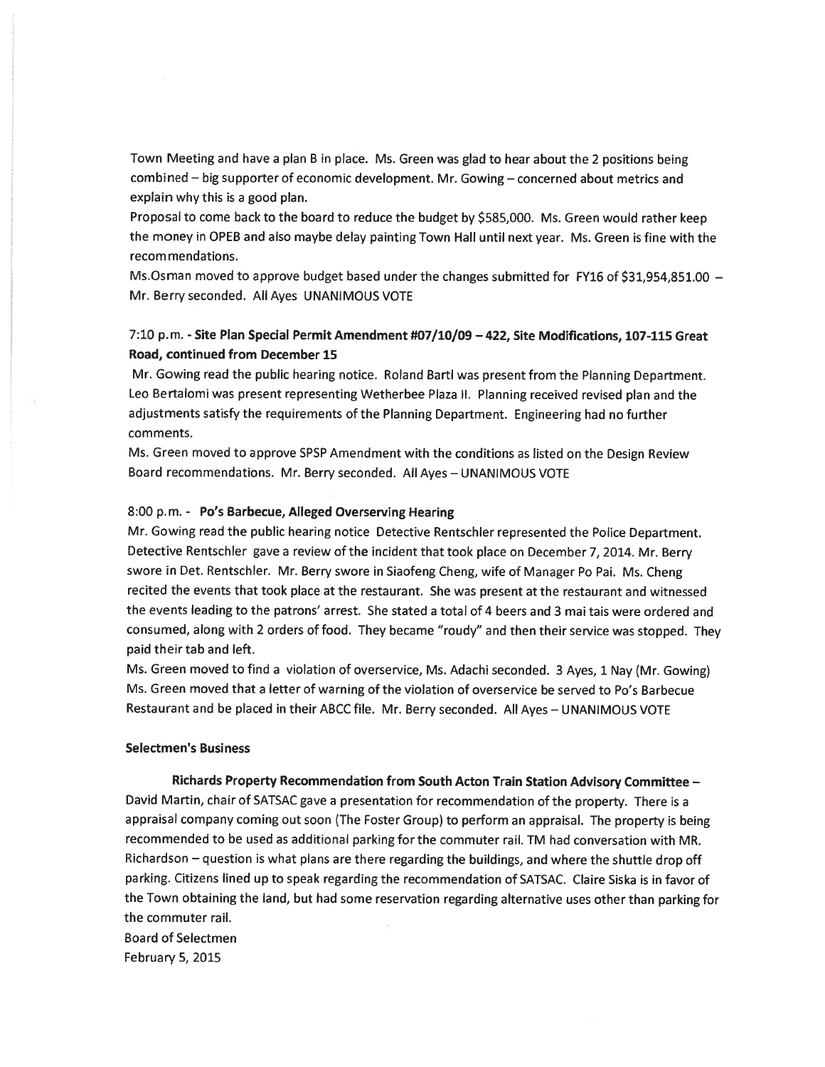Town Meeting and have a plan B in place. Ms. Green was glad to hear about the 2 positions being combined – big supporter of economic development. Mr. Gowing – concerned about metrics and explain why this is a good plan.

Proposal to come back to the board to reduce the budget by $585,000. Ms. Green would rather keep the money in OPEB and also maybe delay painting Town Hall until next year. Ms. Green is fine with the recommendations.

Ms.Osman moved to approve budget based under the changes submitted for FY16 of $31,954,851.00 – Mr. Berry seconded. All Ayes UNANIMOUS VOTE

### 7:10 p.m. - **Site Plan Special Permit Amendment #07/10/09 – 422, Site Modifications, 107-115 Great Road, continued from December 15**

Mr. Gowing read the public hearing notice. Roland Bartl was present from the Planning Department. Leo Bertalomi was present representing Wetherbee Plaza II. Planning received revised plan and the adjustments satisfy the requirements of the Planning Department. Engineering had no further comments.

Ms. Green moved to approve SPSP Amendment with the conditions as listed on the Design Review Board recommendations. Mr. Berry seconded. All Ayes – UNANIMOUS VOTE

### 8:00 p.m. - **Po's Barbecue, Alleged Overserving Hearing**

Mr. Gowing read the public hearing notice Detective Rentschler represented the Police Department. Detective Rentschler gave a review of the incident that took place on December 7, 2014. Mr. Berry swore in Det. Rentschler. Mr. Berry swore in Siaofeng Cheng, wife of Manager Po Pai. Ms. Cheng recited the events that took place at the restaurant. She was present at the restaurant and witnessed the events leading to the patrons' arrest. She stated a total of 4 beers and 3 mai tais were ordered and consumed, along with 2 orders of food. They became "roudy" and then their service was stopped. They paid their tab and left.

Ms. Green moved to find a violation of overservice, Ms. Adachi seconded. 3 Ayes, 1 Nay (Mr. Gowing) Ms. Green moved that a letter of warning of the violation of overservice be served to Po's Barbecue Restaurant and be placed in their ABCC file. Mr. Berry seconded. All Ayes – UNANIMOUS VOTE

### Selectmen's Business

**Richards Property Recommendation from South Acton Train Station Advisory Committee –** David Martin, chair of SATSAC gave a presentation for recommendation of the property. There is a appraisal company coming out soon (The Foster Group) to perform an appraisal. The property is being recommended to be used as additional parking for the commuter rail. TM had conversation with MR. Richardson – question is what plans are there regarding the buildings, and where the shuttle drop off parking. Citizens lined up to speak regarding the recommendation of SATSAC. Claire Siska is in favor of the Town obtaining the land, but had some reservation regarding alternative uses other than parking for the commuter rail.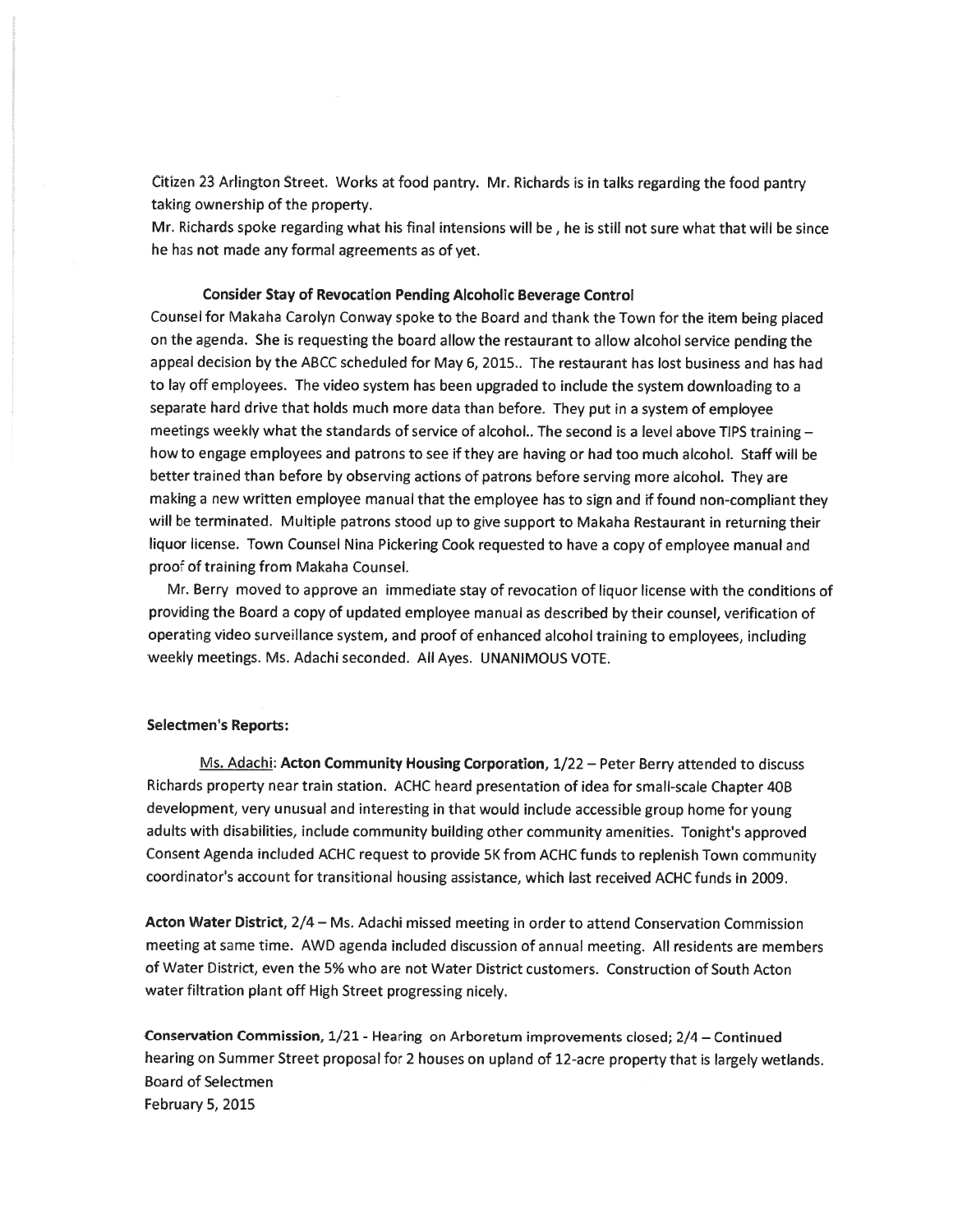Citizen 23 Arlington Street. Works at food pantry. Mr. Richards is in talks regarding the food pantry taking ownership of the property.

Mr. Richards spoke regarding what his final intensions will be , he is still not sure what that will be since he has not made any formal agreements as of yet.

**Consider Stay of Revocation Pending Alcoholic Beverage Control**

Counsel for Makaha Carolyn Conway spoke to the Board and thank the Town for the item being placed on the agenda. She is requesting the board allow the restaurant to allow alcohol service pending the appeal decision by the ABCC scheduled for May 6, 2015.. The restaurant has lost business and has had to lay off employees. The video system has been upgraded to include the system downloading to a separate hard drive that holds much more data than before. They put in a system of employee meetings weekly what the standards of service of alcohol.. The second is a level above TIPS training – how to engage employees and patrons to see if they are having or had too much alcohol. Staff will be better trained than before by observing actions of patrons before serving more alcohol. They are making a new written employee manual that the employee has to sign and if found non-compliant they will be terminated. Multiple patrons stood up to give support to Makaha Restaurant in returning their liquor license. Town Counsel Nina Pickering Cook requested to have a copy of employee manual and proof of training from Makaha Counsel.

Mr. Berry moved to approve an immediate stay of revocation of liquor license with the conditions of providing the Board a copy of updated employee manual as described by their counsel, verification of operating video surveillance system, and proof of enhanced alcohol training to employees, including weekly meetings. Ms. Adachi seconded. All Ayes. UNANIMOUS VOTE.

**Selectmen's Reports:**

Ms. Adachi: **Acton Community Housing Corporation,** 1/22 – Peter Berry attended to discuss Richards property near train station. ACHC heard presentation of idea for small-scale Chapter 40B development, very unusual and interesting in that would include accessible group home for young adults with disabilities, include community building other community amenities. Tonight's approved Consent Agenda included ACHC request to provide 5K from ACHC funds to replenish Town community coordinator's account for transitional housing assistance, which last received ACHC funds in 2009.

**Acton Water District,** 2/4 – Ms. Adachi missed meeting in order to attend Conservation Commission meeting at same time. AWD agenda included discussion of annual meeting. All residents are members of Water District, even the 5% who are not Water District customers. Construction of South Acton water filtration plant off High Street progressing nicely.

**Conservation Commission,** 1/21 - Hearing on Arboretum improvements closed; 2/4 – Continued hearing on Summer Street proposal for 2 houses on upland of 12-acre property that is largely wetlands.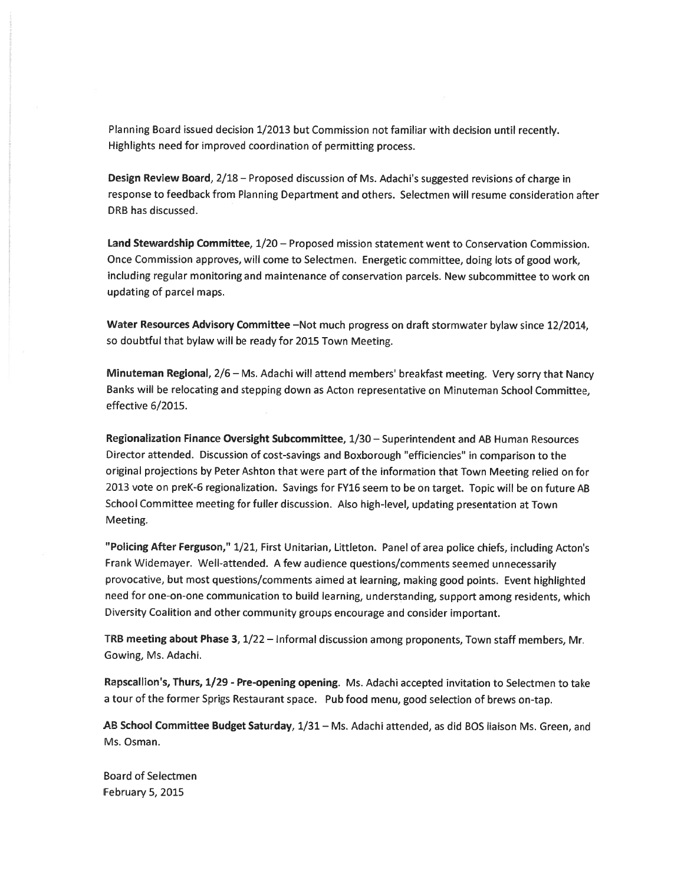Planning Board issued decision 1/2013 but Commission not familiar with decision until recently. Highlights need for improved coordination of permitting process.

**Design Review Board**, 2/18 – Proposed discussion of Ms. Adachi's suggested revisions of charge in response to feedback from Planning Department and others. Selectmen will resume consideration after DRB has discussed.

**Land Stewardship Committee**, 1/20 – Proposed mission statement went to Conservation Commission. Once Commission approves, will come to Selectmen. Energetic committee, doing lots of good work, including regular monitoring and maintenance of conservation parcels. New subcommittee to work on updating of parcel maps.

**Water Resources Advisory Committee** –Not much progress on draft stormwater bylaw since 12/2014, so doubtful that bylaw will be ready for 2015 Town Meeting.

**Minuteman Regional**, 2/6 – Ms. Adachi will attend members' breakfast meeting. Very sorry that Nancy Banks will be relocating and stepping down as Acton representative on Minuteman School Committee, effective 6/2015.

**Regionalization Finance Oversight Subcommittee**, 1/30 – Superintendent and AB Human Resources Director attended. Discussion of cost-savings and Boxborough "efficiencies" in comparison to the original projections by Peter Ashton that were part of the information that Town Meeting relied on for 2013 vote on preK-6 regionalization. Savings for FY16 seem to be on target. Topic will be on future AB School Committee meeting for fuller discussion. Also high-level, updating presentation at Town Meeting.

**"Policing After Ferguson,"** 1/21, First Unitarian, Littleton. Panel of area police chiefs, including Acton's Frank Widemayer. Well-attended. A few audience questions/comments seemed unnecessarily provocative, but most questions/comments aimed at learning, making good points. Event highlighted need for one-on-one communication to build learning, understanding, support among residents, which Diversity Coalition and other community groups encourage and consider important.

**TRB meeting about Phase 3**, 1/22 – Informal discussion among proponents, Town staff members, Mr. Gowing, Ms. Adachi.

**Rapscallion's, Thurs, 1/29 - Pre-opening opening**. Ms. Adachi accepted invitation to Selectmen to take a tour of the former Sprigs Restaurant space. Pub food menu, good selection of brews on-tap.

**AB School Committee Budget Saturday**, 1/31 – Ms. Adachi attended, as did BOS liaison Ms. Green, and Ms. Osman.

Board of Selectmen
February 5, 2015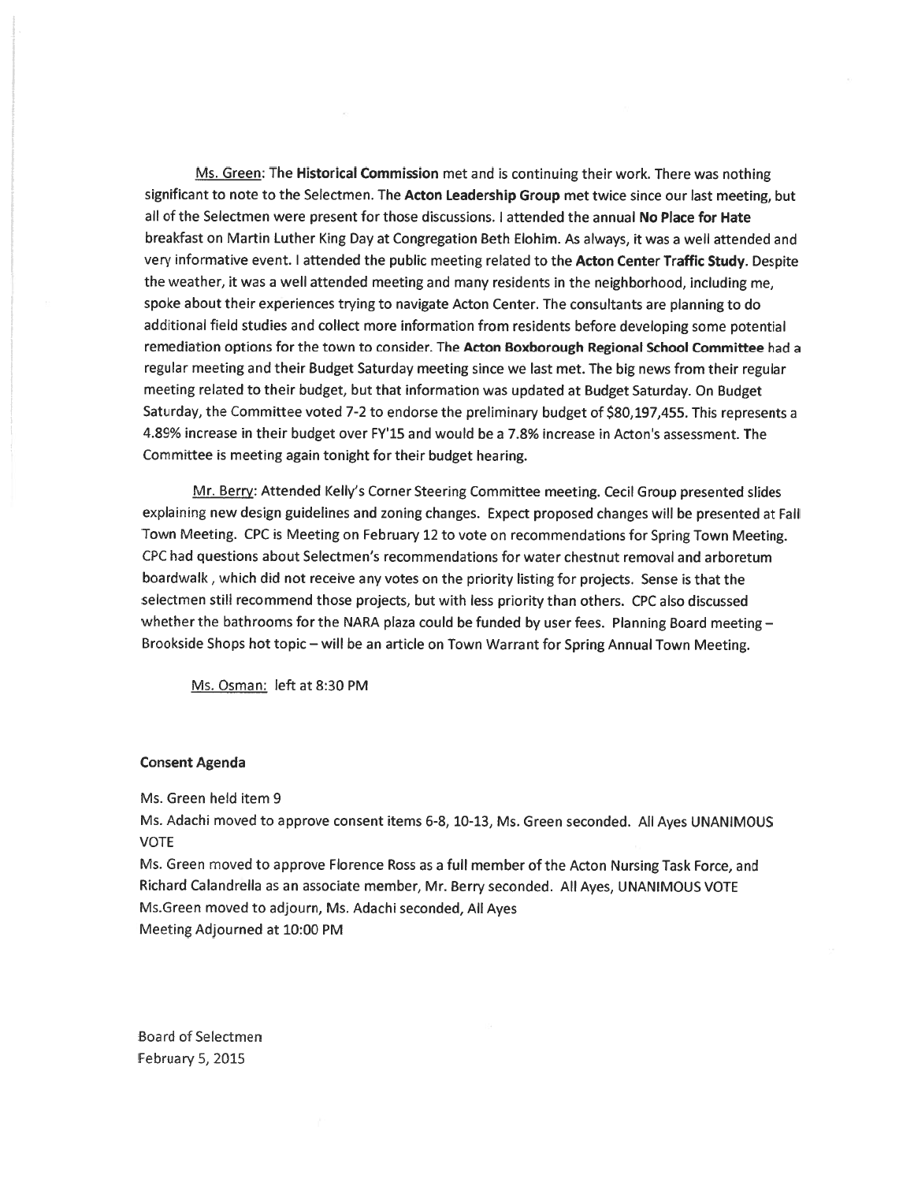Ms. Green: The **Historical Commission** met and is continuing their work. There was nothing significant to note to the Selectmen. The **Acton Leadership Group** met twice since our last meeting, but all of the Selectmen were present for those discussions. I attended the annual **No Place for Hate** breakfast on Martin Luther King Day at Congregation Beth Elohim. As always, it was a well attended and very informative event. I attended the public meeting related to the **Acton Center Traffic Study**. Despite the weather, it was a well attended meeting and many residents in the neighborhood, including me, spoke about their experiences trying to navigate Acton Center. The consultants are planning to do additional field studies and collect more information from residents before developing some potential remediation options for the town to consider. The **Acton Boxborough Regional School Committee** had a regular meeting and their Budget Saturday meeting since we last met. The big news from their regular meeting related to their budget, but that information was updated at Budget Saturday. On Budget Saturday, the Committee voted 7-2 to endorse the preliminary budget of $80,197,455. This represents a 4.89% increase in their budget over FY'15 and would be a 7.8% increase in Acton's assessment. The Committee is meeting again tonight for their budget hearing.

Mr. Berry: Attended Kelly's Corner Steering Committee meeting. Cecil Group presented slides explaining new design guidelines and zoning changes. Expect proposed changes will be presented at Fall Town Meeting. CPC is Meeting on February 12 to vote on recommendations for Spring Town Meeting. CPC had questions about Selectmen's recommendations for water chestnut removal and arboretum boardwalk , which did not receive any votes on the priority listing for projects. Sense is that the selectmen still recommend those projects, but with less priority than others. CPC also discussed whether the bathrooms for the NARA plaza could be funded by user fees. Planning Board meeting – Brookside Shops hot topic – will be an article on Town Warrant for Spring Annual Town Meeting.

Ms. Osman: left at 8:30 PM

**Consent Agenda**

Ms. Green held item 9

Ms. Adachi moved to approve consent items 6-8, 10-13, Ms. Green seconded. All Ayes UNANIMOUS VOTE

Ms. Green moved to approve Florence Ross as a full member of the Acton Nursing Task Force, and Richard Calandrella as an associate member, Mr. Berry seconded. All Ayes, UNANIMOUS VOTE

Ms.Green moved to adjourn, Ms. Adachi seconded, All Ayes

Meeting Adjourned at 10:00 PM

Board of Selectmen
February 5, 2015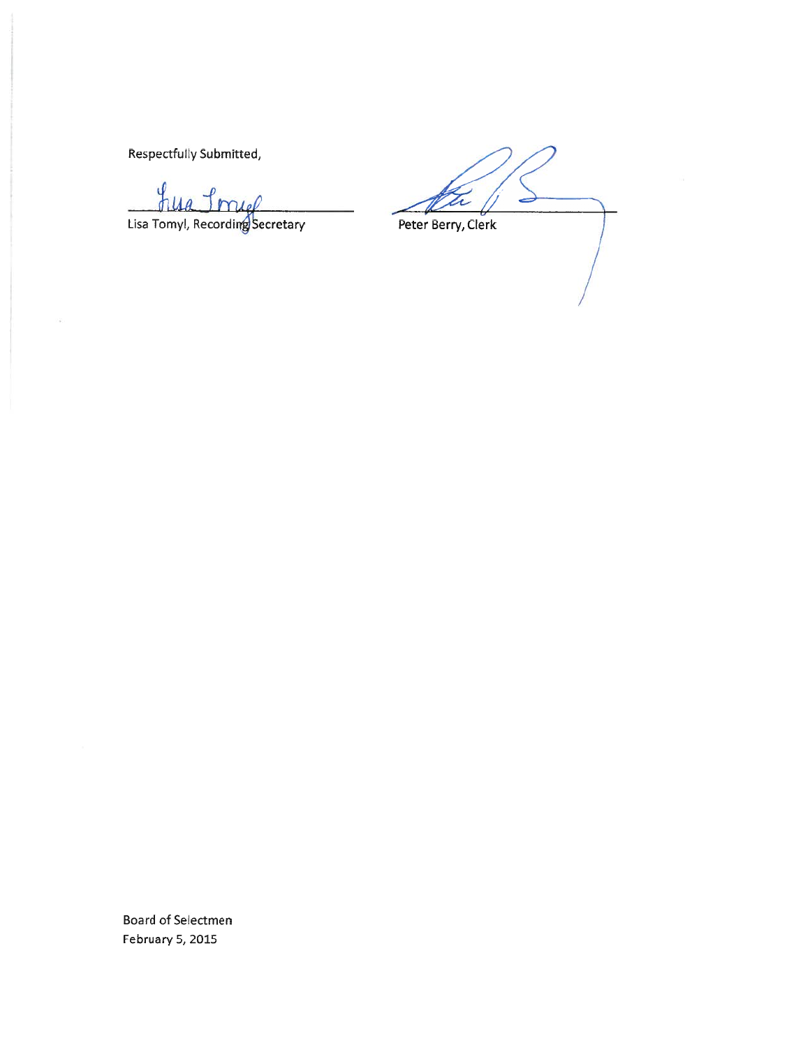Respectfully Submitted,

Lisa Tomyl, Recording Secretary

Peter Berry, Clerk

Board of Selectmen
February 5, 2015